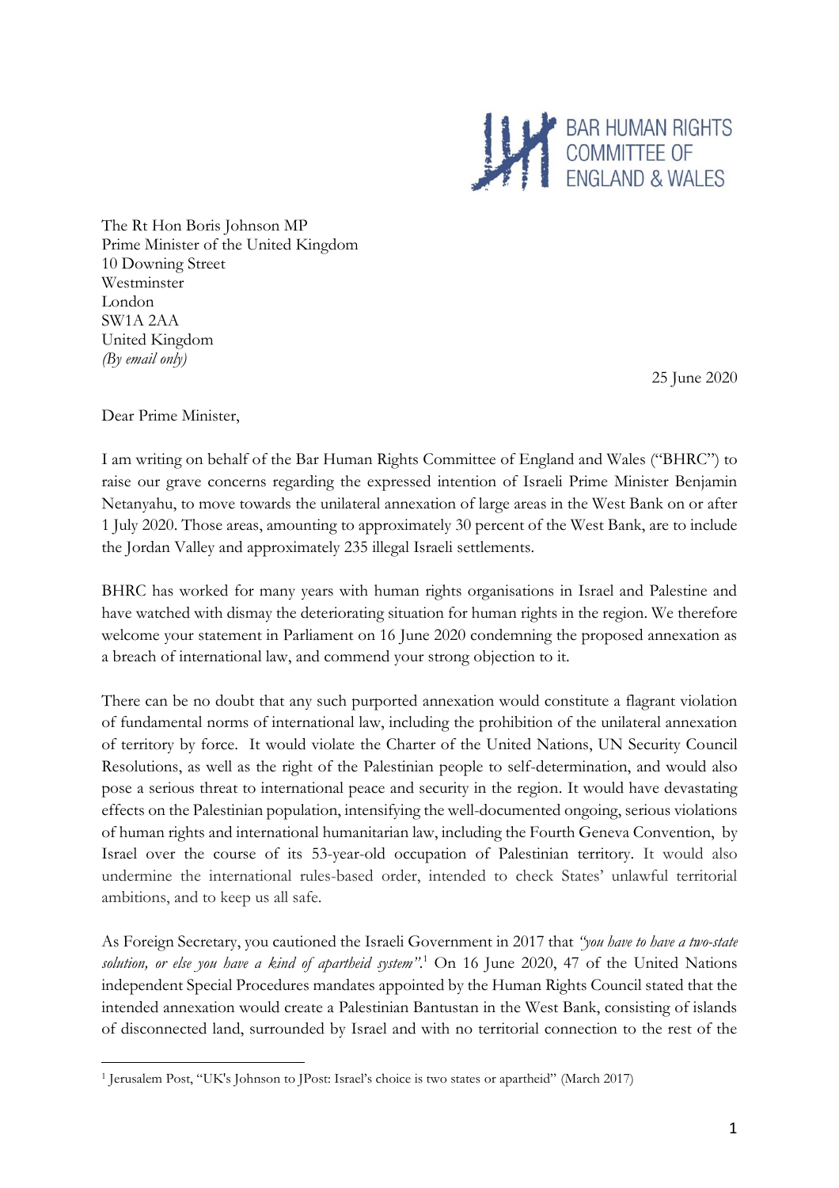BAR HUMAN RIGHTS COMMITTEE OF ENGLAND & WALES

The Rt Hon Boris Johnson MP
Prime Minister of the United Kingdom
10 Downing Street
Westminster
London
SW1A 2AA
United Kingdom
*(By email only)*

25 June 2020

Dear Prime Minister,

I am writing on behalf of the Bar Human Rights Committee of England and Wales ("BHRC") to raise our grave concerns regarding the expressed intention of Israeli Prime Minister Benjamin Netanyahu, to move towards the unilateral annexation of large areas in the West Bank on or after 1 July 2020. Those areas, amounting to approximately 30 percent of the West Bank, are to include the Jordan Valley and approximately 235 illegal Israeli settlements.

BHRC has worked for many years with human rights organisations in Israel and Palestine and have watched with dismay the deteriorating situation for human rights in the region. We therefore welcome your statement in Parliament on 16 June 2020 condemning the proposed annexation as a breach of international law, and commend your strong objection to it.

There can be no doubt that any such purported annexation would constitute a flagrant violation of fundamental norms of international law, including the prohibition of the unilateral annexation of territory by force. It would violate the Charter of the United Nations, UN Security Council Resolutions, as well as the right of the Palestinian people to self-determination, and would also pose a serious threat to international peace and security in the region. It would have devastating effects on the Palestinian population, intensifying the well-documented ongoing, serious violations of human rights and international humanitarian law, including the Fourth Geneva Convention, by Israel over the course of its 53-year-old occupation of Palestinian territory. It would also undermine the international rules-based order, intended to check States' unlawful territorial ambitions, and to keep us all safe.

As Foreign Secretary, you cautioned the Israeli Government in 2017 that *"you have to have a two-state solution, or else you have a kind of apartheid system"*.[1] On 16 June 2020, 47 of the United Nations independent Special Procedures mandates appointed by the Human Rights Council stated that the intended annexation would create a Palestinian Bantustan in the West Bank, consisting of islands of disconnected land, surrounded by Israel and with no territorial connection to the rest of the

---

[1] Jerusalem Post, "UK's Johnson to JPost: Israel's choice is two states or apartheid" (March 2017)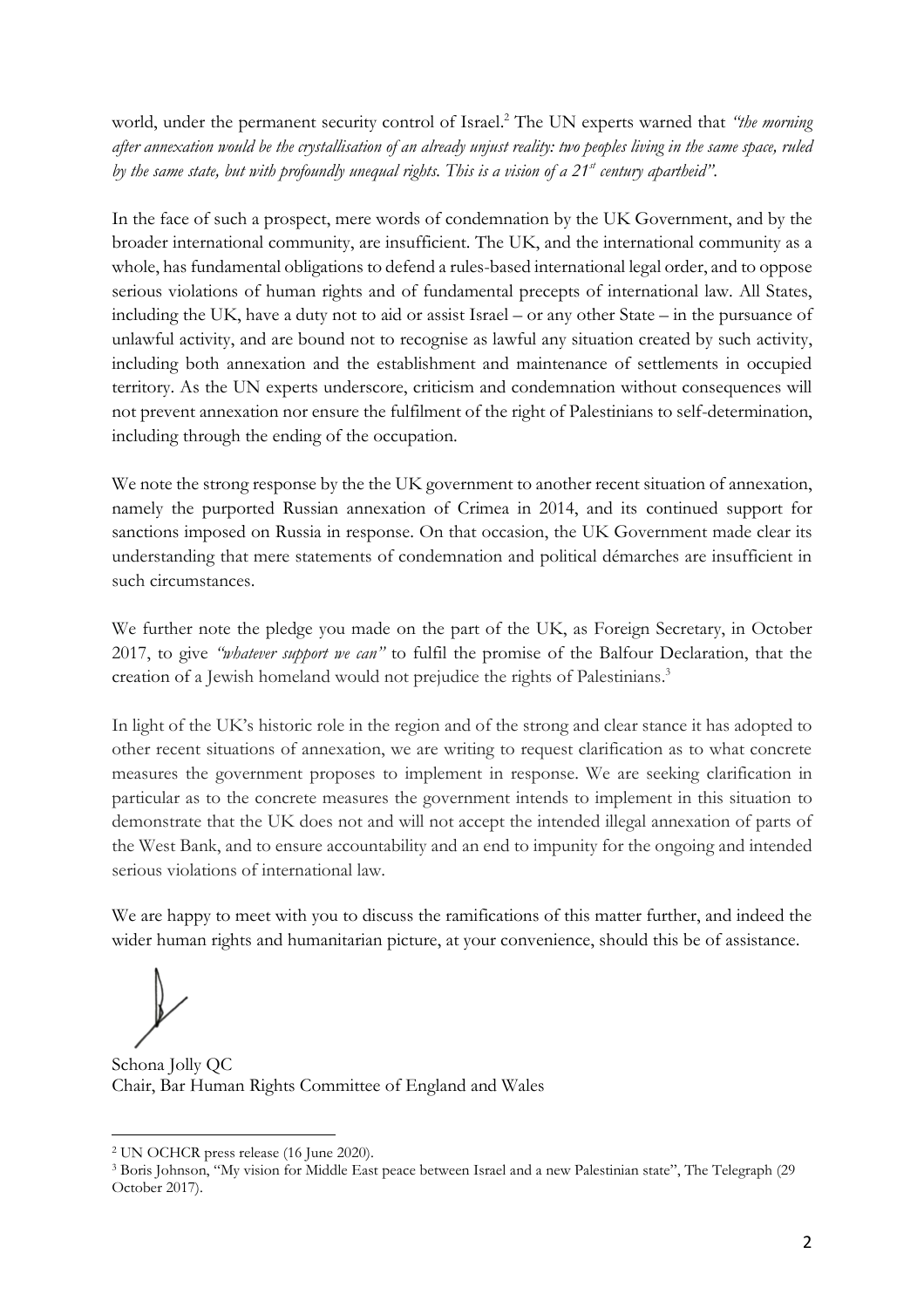world, under the permanent security control of Israel.[2] The UN experts warned that *"the morning after annexation would be the crystallisation of an already unjust reality: two peoples living in the same space, ruled by the same state, but with profoundly unequal rights. This is a vision of a 21st century apartheid"*.

In the face of such a prospect, mere words of condemnation by the UK Government, and by the broader international community, are insufficient. The UK, and the international community as a whole, has fundamental obligations to defend a rules-based international legal order, and to oppose serious violations of human rights and of fundamental precepts of international law. All States, including the UK, have a duty not to aid or assist Israel – or any other State – in the pursuance of unlawful activity, and are bound not to recognise as lawful any situation created by such activity, including both annexation and the establishment and maintenance of settlements in occupied territory. As the UN experts underscore, criticism and condemnation without consequences will not prevent annexation nor ensure the fulfilment of the right of Palestinians to self-determination, including through the ending of the occupation.

We note the strong response by the the UK government to another recent situation of annexation, namely the purported Russian annexation of Crimea in 2014, and its continued support for sanctions imposed on Russia in response. On that occasion, the UK Government made clear its understanding that mere statements of condemnation and political démarches are insufficient in such circumstances.

We further note the pledge you made on the part of the UK, as Foreign Secretary, in October 2017, to give *"whatever support we can"* to fulfil the promise of the Balfour Declaration, that the creation of a Jewish homeland would not prejudice the rights of Palestinians.[3]

In light of the UK's historic role in the region and of the strong and clear stance it has adopted to other recent situations of annexation, we are writing to request clarification as to what concrete measures the government proposes to implement in response. We are seeking clarification in particular as to the concrete measures the government intends to implement in this situation to demonstrate that the UK does not and will not accept the intended illegal annexation of parts of the West Bank, and to ensure accountability and an end to impunity for the ongoing and intended serious violations of international law.

We are happy to meet with you to discuss the ramifications of this matter further, and indeed the wider human rights and humanitarian picture, at your convenience, should this be of assistance.

Schona Jolly QC
Chair, Bar Human Rights Committee of England and Wales

---

[2] UN OCHCR press release (16 June 2020).

[3] Boris Johnson, "My vision for Middle East peace between Israel and a new Palestinian state", The Telegraph (29 October 2017).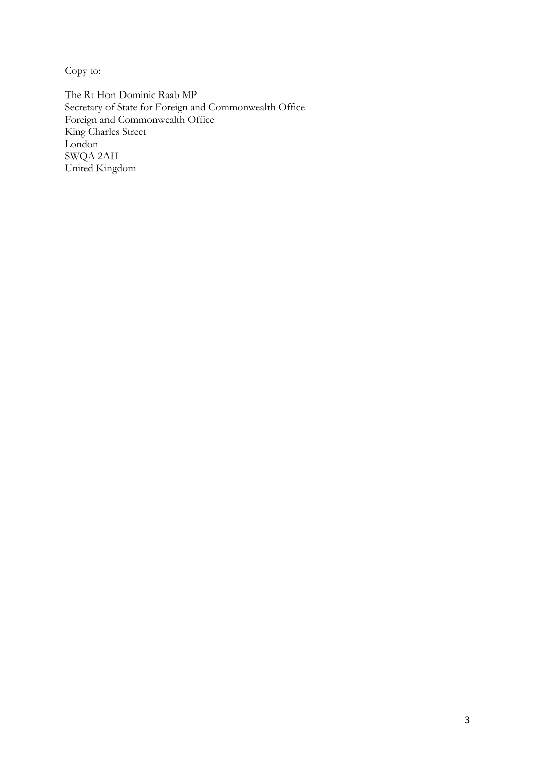Copy to:

The Rt Hon Dominic Raab MP
Secretary of State for Foreign and Commonwealth Office
Foreign and Commonwealth Office
King Charles Street
London
SWQA 2AH
United Kingdom